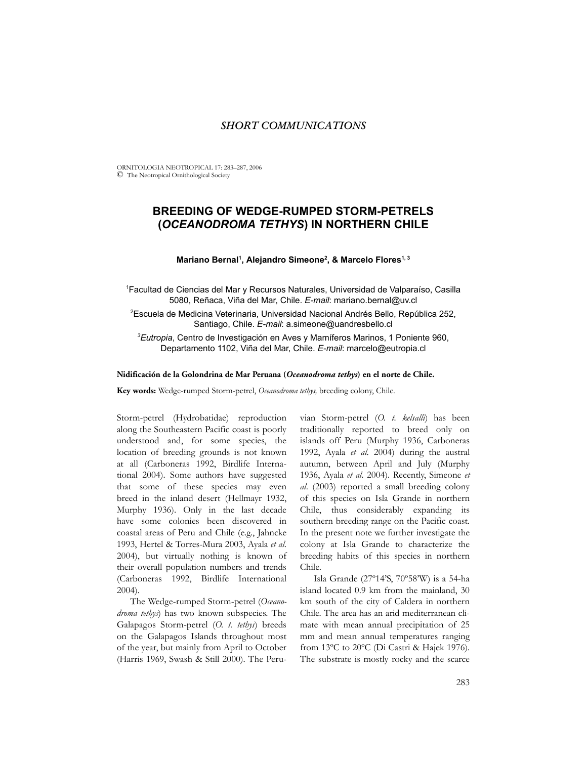*SHORT COMMUNICATIONS*

# BREEDING OF WEDGE-RUMPED STORM-PETRELS (*OCEANODROMA TETHYS*) IN NORTHERN CHILE

**Mariano Bernal[1], Alejandro Simeone[2], & Marcelo Flores[1, 3]**

[1]Facultad de Ciencias del Mar y Recursos Naturales, Universidad de Valparaíso, Casilla 5080, Reñaca, Viña del Mar, Chile. *E-mail*: mariano.bernal@uv.cl

[2]Escuela de Medicina Veterinaria, Universidad Nacional Andrés Bello, República 252, Santiago, Chile. *E-mail*: a.simeone@uandresbello.cl

[3]*Eutropia*, Centro de Investigación en Aves y Mamíferos Marinos, 1 Poniente 960, Departamento 1102, Viña del Mar, Chile. *E-mail*: marcelo@eutropia.cl

**Nidificación de la Golondrina de Mar Peruana (*Oceanodroma tethys*) en el norte de Chile.**

**Key words:** Wedge-rumped Storm-petrel, *Oceanodroma tethys,* breeding colony, Chile.

Storm-petrel (Hydrobatidae) reproduction along the Southeastern Pacific coast is poorly understood and, for some species, the location of breeding grounds is not known at all (Carboneras 1992, Birdlife International 2004). Some authors have suggested that some of these species may even breed in the inland desert (Hellmayr 1932, Murphy 1936). Only in the last decade have some colonies been discovered in coastal areas of Peru and Chile (e.g., Jahncke 1993, Hertel & Torres-Mura 2003, Ayala *et al.* 2004), but virtually nothing is known of their overall population numbers and trends (Carboneras 1992, Birdlife International 2004).

The Wedge-rumped Storm-petrel (*Oceanodroma tethys*) has two known subspecies. The Galapagos Storm-petrel (*O. t. tethys*) breeds on the Galapagos Islands throughout most of the year, but mainly from April to October (Harris 1969, Swash & Still 2000). The Peruvian Storm-petrel (*O. t. kelsalli*) has been traditionally reported to breed only on islands off Peru (Murphy 1936, Carboneras 1992, Ayala *et al.* 2004) during the austral autumn, between April and July (Murphy 1936, Ayala *et al.* 2004). Recently, Simeone *et al.* (2003) reported a small breeding colony of this species on Isla Grande in northern Chile, thus considerably expanding its southern breeding range on the Pacific coast. In the present note we further investigate the colony at Isla Grande to characterize the breeding habits of this species in northern Chile.

Isla Grande (27°14'S, 70°58'W) is a 54-ha island located 0.9 km from the mainland, 30 km south of the city of Caldera in northern Chile. The area has an arid mediterranean climate with mean annual precipitation of 25 mm and mean annual temperatures ranging from 13°C to 20°C (Di Castri & Hajek 1976). The substrate is mostly rocky and the scarce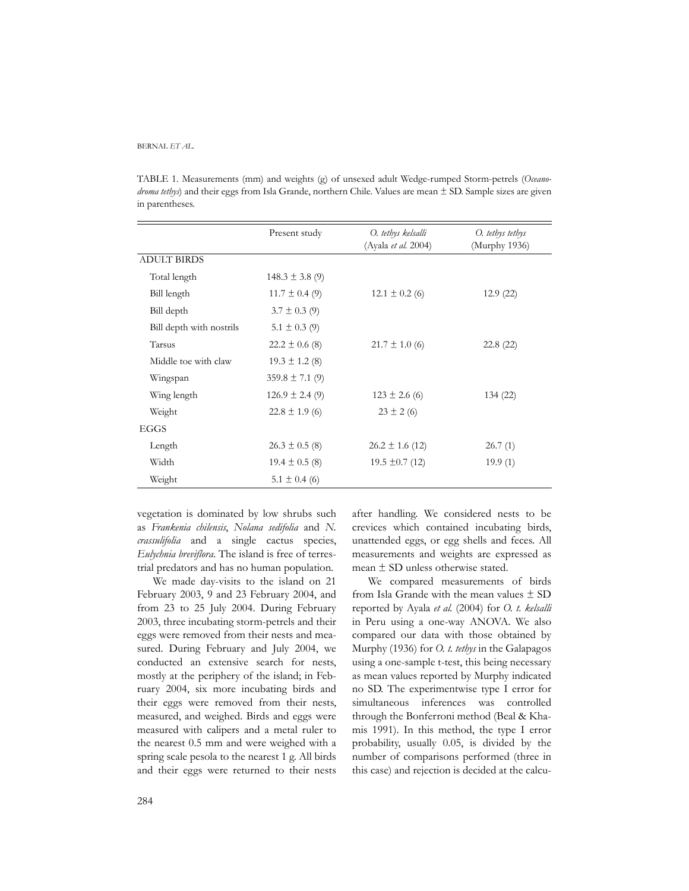TABLE 1. Measurements (mm) and weights (g) of unsexed adult Wedge-rumped Storm-petrels (*Oceanodroma tethys*) and their eggs from Isla Grande, northern Chile. Values are mean ± SD. Sample sizes are given in parentheses.

| | Present study | *O. tethys kelsalli* (Ayala *et al.* 2004) | *O. tethys tethys* (Murphy 1936) |
|---|---|---|---|
| ADULT BIRDS | | | |
| Total length | 148.3 ± 3.8 (9) | | |
| Bill length | 11.7 ± 0.4 (9) | 12.1 ± 0.2 (6) | 12.9 (22) |
| Bill depth | 3.7 ± 0.3 (9) | | |
| Bill depth with nostrils | 5.1 ± 0.3 (9) | | |
| Tarsus | 22.2 ± 0.6 (8) | 21.7 ± 1.0 (6) | 22.8 (22) |
| Middle toe with claw | 19.3 ± 1.2 (8) | | |
| Wingspan | 359.8 ± 7.1 (9) | | |
| Wing length | 126.9 ± 2.4 (9) | 123 ± 2.6 (6) | 134 (22) |
| Weight | 22.8 ± 1.9 (6) | 23 ± 2 (6) | |
| EGGS | | | |
| Length | 26.3 ± 0.5 (8) | 26.2 ± 1.6 (12) | 26.7 (1) |
| Width | 19.4 ± 0.5 (8) | 19.5 ±0.7 (12) | 19.9 (1) |
| Weight | 5.1 ± 0.4 (6) | | |

vegetation is dominated by low shrubs such as *Frankenia chilensis*, *Nolana sedifolia* and *N. crassulifolia* and a single cactus species, *Eulychnia breviflora*. The island is free of terrestrial predators and has no human population.

We made day-visits to the island on 21 February 2003, 9 and 23 February 2004, and from 23 to 25 July 2004. During February 2003, three incubating storm-petrels and their eggs were removed from their nests and measured. During February and July 2004, we conducted an extensive search for nests, mostly at the periphery of the island; in February 2004, six more incubating birds and their eggs were removed from their nests, measured, and weighed. Birds and eggs were measured with calipers and a metal ruler to the nearest 0.5 mm and were weighed with a spring scale pesola to the nearest 1 g. All birds and their eggs were returned to their nests after handling. We considered nests to be crevices which contained incubating birds, unattended eggs, or egg shells and feces. All measurements and weights are expressed as mean ± SD unless otherwise stated.

We compared measurements of birds from Isla Grande with the mean values ± SD reported by Ayala *et al.* (2004) for *O. t. kelsalli* in Peru using a one-way ANOVA. We also compared our data with those obtained by Murphy (1936) for *O. t. tethys* in the Galapagos using a one-sample t-test, this being necessary as mean values reported by Murphy indicated no SD. The experimentwise type I error for simultaneous inferences was controlled through the Bonferroni method (Beal & Khamis 1991). In this method, the type I error probability, usually 0.05, is divided by the number of comparisons performed (three in this case) and rejection is decided at the calcu-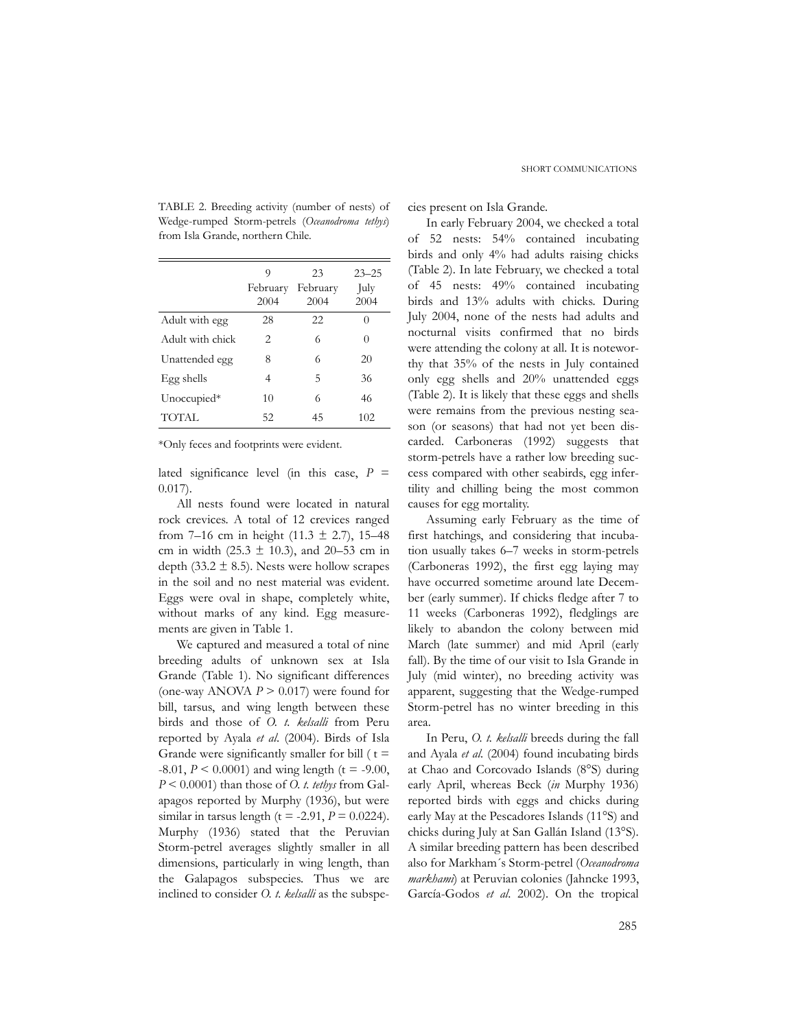TABLE 2. Breeding activity (number of nests) of Wedge-rumped Storm-petrels (*Oceanodroma tethys*) from Isla Grande, northern Chile.

| | 9 February 2004 | 23 February 2004 | 23–25 July 2004 |
|---|---|---|---|
| Adult with egg | 28 | 22 | 0 |
| Adult with chick | 2 | 6 | 0 |
| Unattended egg | 8 | 6 | 20 |
| Egg shells | 4 | 5 | 36 |
| Unoccupied* | 10 | 6 | 46 |
| TOTAL | 52 | 45 | 102 |

*Only feces and footprints were evident.

lated significance level (in this case, $P = 0.017$).

All nests found were located in natural rock crevices. A total of 12 crevices ranged from 7–16 cm in height (11.3 ± 2.7), 15–48 cm in width (25.3 ± 10.3), and 20–53 cm in depth (33.2 ± 8.5). Nests were hollow scrapes in the soil and no nest material was evident. Eggs were oval in shape, completely white, without marks of any kind. Egg measurements are given in Table 1.

We captured and measured a total of nine breeding adults of unknown sex at Isla Grande (Table 1). No significant differences (one-way ANOVA $P > 0.017$) were found for bill, tarsus, and wing length between these birds and those of *O. t. kelsalli* from Peru reported by Ayala *et al*. (2004). Birds of Isla Grande were significantly smaller for bill ( $t = -8.01$, $P < 0.0001$) and wing length ($t = -9.00$, $P < 0.0001$) than those of *O. t. tethys* from Galapagos reported by Murphy (1936), but were similar in tarsus length ($t = -2.91$, $P = 0.0224$). Murphy (1936) stated that the Peruvian Storm-petrel averages slightly smaller in all dimensions, particularly in wing length, than the Galapagos subspecies. Thus we are inclined to consider *O. t. kelsalli* as the subspecies present on Isla Grande.

In early February 2004, we checked a total of 52 nests: 54% contained incubating birds and only 4% had adults raising chicks (Table 2). In late February, we checked a total of 45 nests: 49% contained incubating birds and 13% adults with chicks. During July 2004, none of the nests had adults and nocturnal visits confirmed that no birds were attending the colony at all. It is noteworthy that 35% of the nests in July contained only egg shells and 20% unattended eggs (Table 2). It is likely that these eggs and shells were remains from the previous nesting season (or seasons) that had not yet been discarded. Carboneras (1992) suggests that storm-petrels have a rather low breeding success compared with other seabirds, egg infertility and chilling being the most common causes for egg mortality.

Assuming early February as the time of first hatchings, and considering that incubation usually takes 6–7 weeks in storm-petrels (Carboneras 1992), the first egg laying may have occurred sometime around late December (early summer). If chicks fledge after 7 to 11 weeks (Carboneras 1992), fledglings are likely to abandon the colony between mid March (late summer) and mid April (early fall). By the time of our visit to Isla Grande in July (mid winter), no breeding activity was apparent, suggesting that the Wedge-rumped Storm-petrel has no winter breeding in this area.

In Peru, *O. t. kelsalli* breeds during the fall and Ayala *et al*. (2004) found incubating birds at Chao and Corcovado Islands (8°S) during early April, whereas Beck (*in* Murphy 1936) reported birds with eggs and chicks during early May at the Pescadores Islands (11°S) and chicks during July at San Gallán Island (13°S). A similar breeding pattern has been described also for Markham´s Storm-petrel (*Oceanodroma markhami*) at Peruvian colonies (Jahncke 1993, García-Godos *et al*. 2002). On the tropical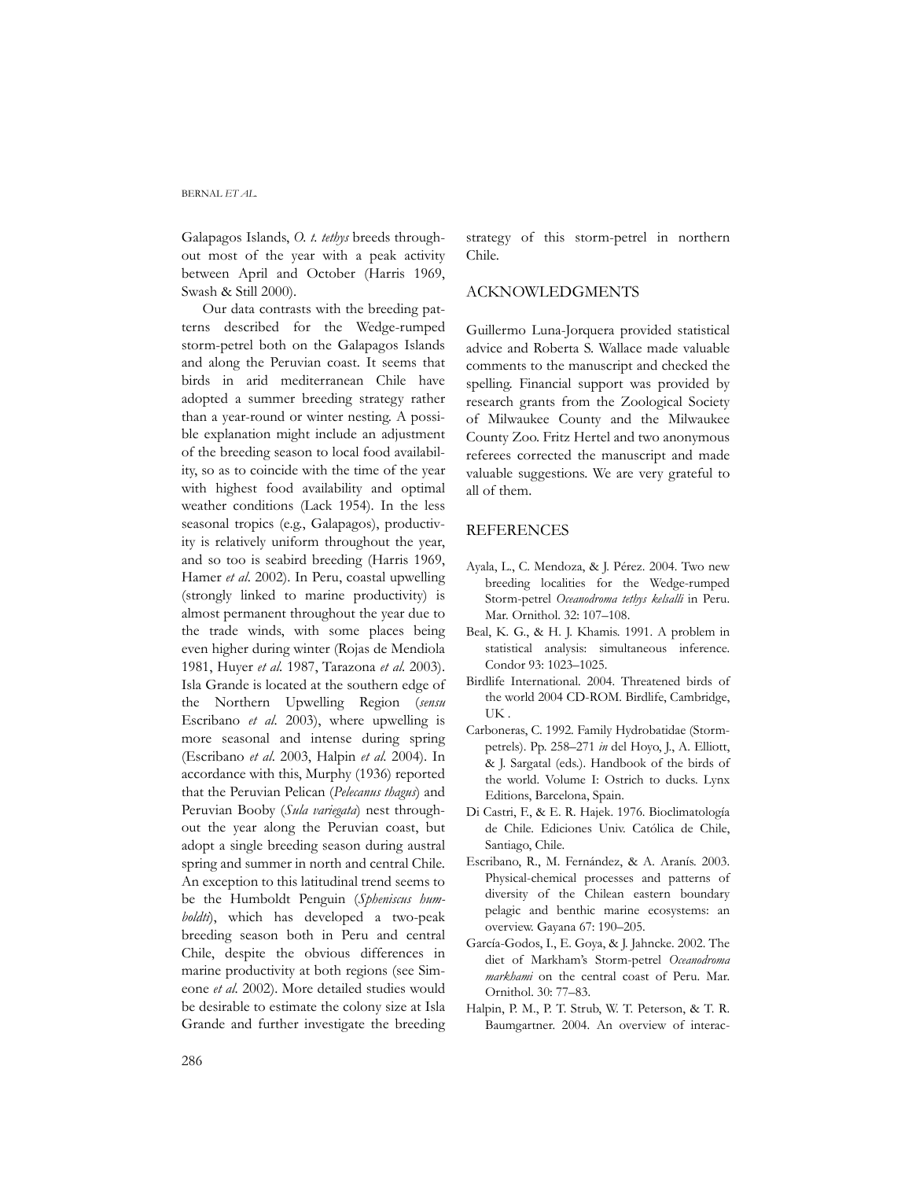Galapagos Islands, *O. t. tethys* breeds throughout most of the year with a peak activity between April and October (Harris 1969, Swash & Still 2000).

Our data contrasts with the breeding patterns described for the Wedge-rumped storm-petrel both on the Galapagos Islands and along the Peruvian coast. It seems that birds in arid mediterranean Chile have adopted a summer breeding strategy rather than a year-round or winter nesting. A possible explanation might include an adjustment of the breeding season to local food availability, so as to coincide with the time of the year with highest food availability and optimal weather conditions (Lack 1954). In the less seasonal tropics (e.g., Galapagos), productivity is relatively uniform throughout the year, and so too is seabird breeding (Harris 1969, Hamer *et al*. 2002). In Peru, coastal upwelling (strongly linked to marine productivity) is almost permanent throughout the year due to the trade winds, with some places being even higher during winter (Rojas de Mendiola 1981, Huyer *et al.* 1987, Tarazona *et al.* 2003). Isla Grande is located at the southern edge of the Northern Upwelling Region (*sensu* Escribano *et al*. 2003), where upwelling is more seasonal and intense during spring (Escribano *et al*. 2003, Halpin *et al.* 2004). In accordance with this, Murphy (1936) reported that the Peruvian Pelican (*Pelecanus thagus*) and Peruvian Booby (*Sula variegata*) nest throughout the year along the Peruvian coast, but adopt a single breeding season during austral spring and summer in north and central Chile. An exception to this latitudinal trend seems to be the Humboldt Penguin (*Spheniscus humboldti*), which has developed a two-peak breeding season both in Peru and central Chile, despite the obvious differences in marine productivity at both regions (see Simeone *et al*. 2002). More detailed studies would be desirable to estimate the colony size at Isla Grande and further investigate the breeding strategy of this storm-petrel in northern Chile.

## ACKNOWLEDGMENTS

Guillermo Luna-Jorquera provided statistical advice and Roberta S. Wallace made valuable comments to the manuscript and checked the spelling. Financial support was provided by research grants from the Zoological Society of Milwaukee County and the Milwaukee County Zoo. Fritz Hertel and two anonymous referees corrected the manuscript and made valuable suggestions. We are very grateful to all of them.

## REFERENCES

Ayala, L., C. Mendoza, & J. Pérez. 2004. Two new breeding localities for the Wedge-rumped Storm-petrel *Oceanodroma tethys kelsalli* in Peru. Mar. Ornithol. 32: 107–108.

Beal, K. G., & H. J. Khamis. 1991. A problem in statistical analysis: simultaneous inference. Condor 93: 1023–1025.

Birdlife International. 2004. Threatened birds of the world 2004 CD-ROM. Birdlife, Cambridge, UK .

Carboneras, C. 1992. Family Hydrobatidae (Storm-petrels). Pp. 258–271 *in* del Hoyo, J., A. Elliott, & J. Sargatal (eds.). Handbook of the birds of the world. Volume I: Ostrich to ducks. Lynx Editions, Barcelona, Spain.

Di Castri, F., & E. R. Hajek. 1976. Bioclimatología de Chile. Ediciones Univ. Católica de Chile, Santiago, Chile.

Escribano, R., M. Fernández, & A. Aranís. 2003. Physical-chemical processes and patterns of diversity of the Chilean eastern boundary pelagic and benthic marine ecosystems: an overview. Gayana 67: 190–205.

García-Godos, I., E. Goya, & J. Jahncke. 2002. The diet of Markham's Storm-petrel *Oceanodroma markhami* on the central coast of Peru. Mar. Ornithol. 30: 77–83.

Halpin, P. M., P. T. Strub, W. T. Peterson, & T. R. Baumgartner. 2004. An overview of interac-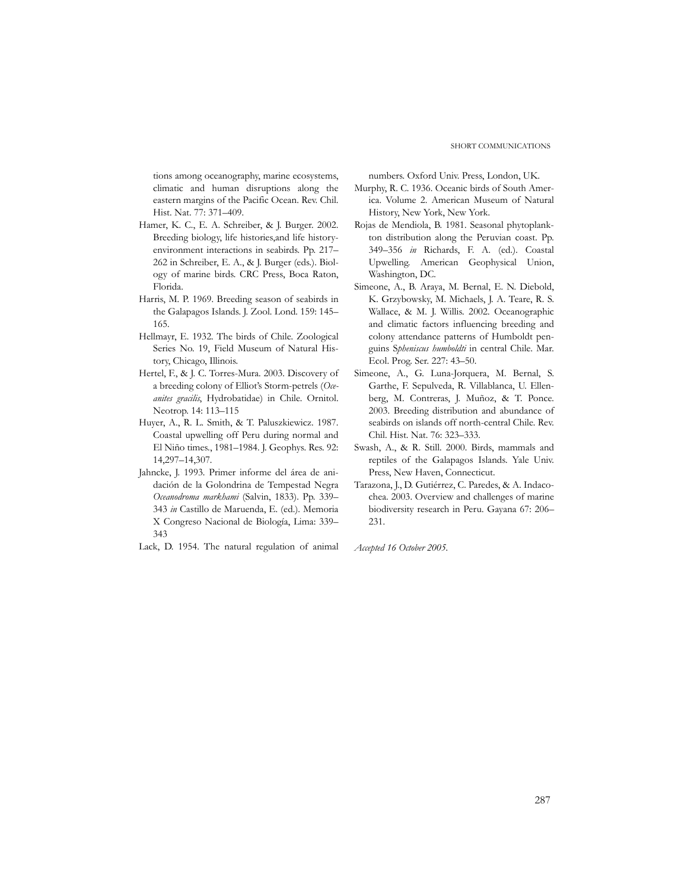tions among oceanography, marine ecosystems, climatic and human disruptions along the eastern margins of the Pacific Ocean. Rev. Chil. Hist. Nat. 77: 371–409.

Hamer, K. C., E. A. Schreiber, & J. Burger. 2002. Breeding biology, life histories,and life history-environment interactions in seabirds. Pp. 217–262 in Schreiber, E. A., & J. Burger (eds.). Biology of marine birds. CRC Press, Boca Raton, Florida.

Harris, M. P. 1969. Breeding season of seabirds in the Galapagos Islands. J. Zool. Lond. 159: 145–165.

Hellmayr, E. 1932. The birds of Chile. Zoological Series No. 19, Field Museum of Natural History, Chicago, Illinois.

Hertel, F., & J. C. Torres-Mura. 2003. Discovery of a breeding colony of Elliot's Storm-petrels (*Oceanites gracilis*, Hydrobatidae) in Chile. Ornitol. Neotrop. 14: 113–115

Huyer, A., R. L. Smith, & T. Paluszkiewicz. 1987. Coastal upwelling off Peru during normal and El Niño times., 1981–1984. J. Geophys. Res. 92: 14,297–14,307.

Jahncke, J. 1993. Primer informe del área de anidación de la Golondrina de Tempestad Negra *Oceanodroma markhami* (Salvin, 1833). Pp. 339–343 *in* Castillo de Maruenda, E. (ed.). Memoria X Congreso Nacional de Biología, Lima: 339–343

Lack, D. 1954. The natural regulation of animal numbers. Oxford Univ. Press, London, UK.

Murphy, R. C. 1936. Oceanic birds of South America. Volume 2. American Museum of Natural History, New York, New York.

Rojas de Mendiola, B. 1981. Seasonal phytoplankton distribution along the Peruvian coast. Pp. 349–356 *in* Richards, F. A. (ed.). Coastal Upwelling. American Geophysical Union, Washington, DC.

Simeone, A., B. Araya, M. Bernal, E. N. Diebold, K. Grzybowsky, M. Michaels, J. A. Teare, R. S. Wallace, & M. J. Willis. 2002. Oceanographic and climatic factors influencing breeding and colony attendance patterns of Humboldt penguins S*pheniscus humboldti* in central Chile. Mar. Ecol. Prog. Ser. 227: 43–50.

Simeone, A., G. Luna-Jorquera, M. Bernal, S. Garthe, F. Sepulveda, R. Villablanca, U. Ellenberg, M. Contreras, J. Muñoz, & T. Ponce. 2003. Breeding distribution and abundance of seabirds on islands off north-central Chile. Rev. Chil. Hist. Nat. 76: 323–333.

Swash, A., & R. Still. 2000. Birds, mammals and reptiles of the Galapagos Islands. Yale Univ. Press, New Haven, Connecticut.

Tarazona, J., D. Gutiérrez, C. Paredes, & A. Indacochea. 2003. Overview and challenges of marine biodiversity research in Peru. Gayana 67: 206–231.

*Accepted 16 October 2005.*